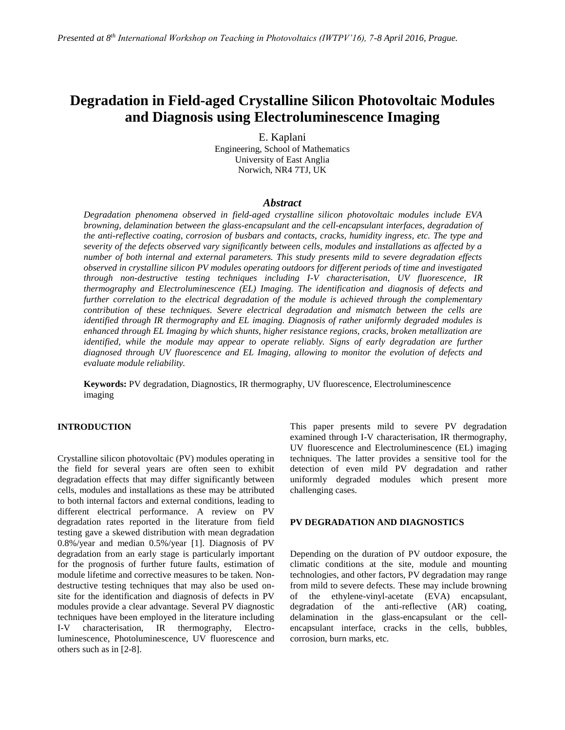*Presented at 8th International Workshop on Teaching in Photovoltaics (IWTPV'16), 7-8 April 2016, Prague.*

# Degradation in Field-aged Crystalline Silicon Photovoltaic Modules and Diagnosis using Electroluminescence Imaging

E. Kaplani
Engineering, School of Mathematics
University of East Anglia
Norwich, NR4 7TJ, UK

## *Abstract*

*Degradation phenomena observed in field-aged crystalline silicon photovoltaic modules include EVA browning, delamination between the glass-encapsulant and the cell-encapsulant interfaces, degradation of the anti-reflective coating, corrosion of busbars and contacts, cracks, humidity ingress, etc. The type and severity of the defects observed vary significantly between cells, modules and installations as affected by a number of both internal and external parameters. This study presents mild to severe degradation effects observed in crystalline silicon PV modules operating outdoors for different periods of time and investigated through non-destructive testing techniques including I-V characterisation, UV fluorescence, IR thermography and Electroluminescence (EL) Imaging. The identification and diagnosis of defects and further correlation to the electrical degradation of the module is achieved through the complementary contribution of these techniques. Severe electrical degradation and mismatch between the cells are identified through IR thermography and EL imaging. Diagnosis of rather uniformly degraded modules is enhanced through EL Imaging by which shunts, higher resistance regions, cracks, broken metallization are identified, while the module may appear to operate reliably. Signs of early degradation are further diagnosed through UV fluorescence and EL Imaging, allowing to monitor the evolution of defects and evaluate module reliability.*

**Keywords:** PV degradation, Diagnostics, IR thermography, UV fluorescence, Electroluminescence imaging

## INTRODUCTION

Crystalline silicon photovoltaic (PV) modules operating in the field for several years are often seen to exhibit degradation effects that may differ significantly between cells, modules and installations as these may be attributed to both internal factors and external conditions, leading to different electrical performance. A review on PV degradation rates reported in the literature from field testing gave a skewed distribution with mean degradation 0.8%/year and median 0.5%/year [1]. Diagnosis of PV degradation from an early stage is particularly important for the prognosis of further future faults, estimation of module lifetime and corrective measures to be taken. Non-destructive testing techniques that may also be used on-site for the identification and diagnosis of defects in PV modules provide a clear advantage. Several PV diagnostic techniques have been employed in the literature including I-V characterisation, IR thermography, Electro-luminescence, Photoluminescence, UV fluorescence and others such as in [2-8].

This paper presents mild to severe PV degradation examined through I-V characterisation, IR thermography, UV fluorescence and Electroluminescence (EL) imaging techniques. The latter provides a sensitive tool for the detection of even mild PV degradation and rather uniformly degraded modules which present more challenging cases.

## PV DEGRADATION AND DIAGNOSTICS

Depending on the duration of PV outdoor exposure, the climatic conditions at the site, module and mounting technologies, and other factors, PV degradation may range from mild to severe defects. These may include browning of the ethylene-vinyl-acetate (EVA) encapsulant, degradation of the anti-reflective (AR) coating, delamination in the glass-encapsulant or the cell-encapsulant interface, cracks in the cells, bubbles, corrosion, burn marks, etc.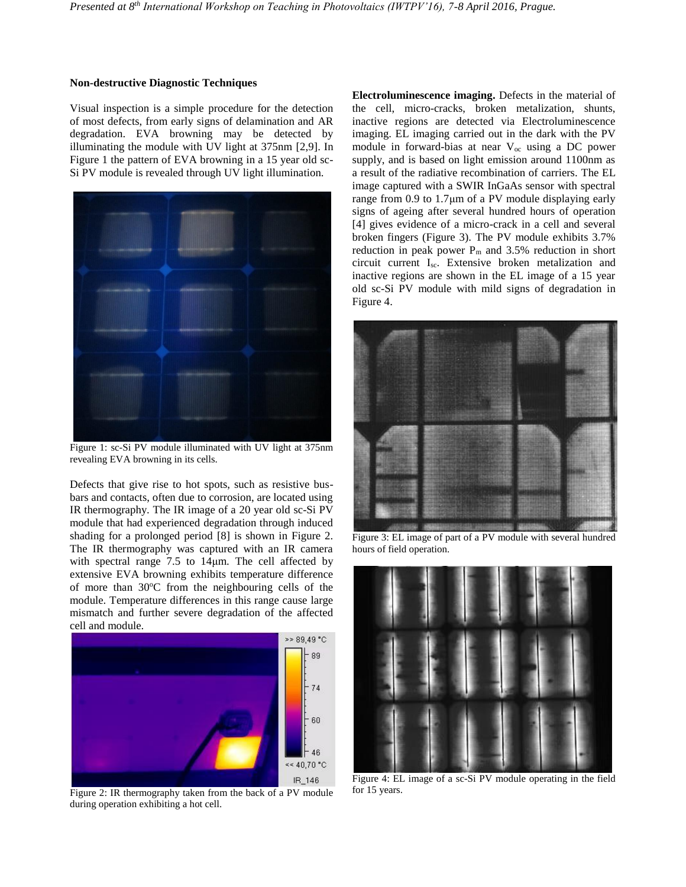### Non-destructive Diagnostic Techniques

Visual inspection is a simple procedure for the detection of most defects, from early signs of delamination and AR degradation. EVA browning may be detected by illuminating the module with UV light at 375nm [2,9]. In Figure 1 the pattern of EVA browning in a 15 year old sc-Si PV module is revealed through UV light illumination.

Figure 1: sc-Si PV module illuminated with UV light at 375nm revealing EVA browning in its cells.

Defects that give rise to hot spots, such as resistive bus-bars and contacts, often due to corrosion, are located using IR thermography. The IR image of a 20 year old sc-Si PV module that had experienced degradation through induced shading for a prolonged period [8] is shown in Figure 2. The IR thermography was captured with an IR camera with spectral range 7.5 to 14μm. The cell affected by extensive EVA browning exhibits temperature difference of more than 30°C from the neighbouring cells of the module. Temperature differences in this range cause large mismatch and further severe degradation of the affected cell and module.

Figure 2: IR thermography taken from the back of a PV module during operation exhibiting a hot cell.

**Electroluminescence imaging.** Defects in the material of the cell, micro-cracks, broken metalization, shunts, inactive regions are detected via Electroluminescence imaging. EL imaging carried out in the dark with the PV module in forward-bias at near $V_{oc}$ using a DC power supply, and is based on light emission around 1100nm as a result of the radiative recombination of carriers. The EL image captured with a SWIR InGaAs sensor with spectral range from 0.9 to 1.7μm of a PV module displaying early signs of ageing after several hundred hours of operation [4] gives evidence of a micro-crack in a cell and several broken fingers (Figure 3). The PV module exhibits 3.7% reduction in peak power $P_m$ and 3.5% reduction in short circuit current $I_{sc}$. Extensive broken metalization and inactive regions are shown in the EL image of a 15 year old sc-Si PV module with mild signs of degradation in Figure 4.

Figure 3: EL image of part of a PV module with several hundred hours of field operation.

Figure 4: EL image of a sc-Si PV module operating in the field for 15 years.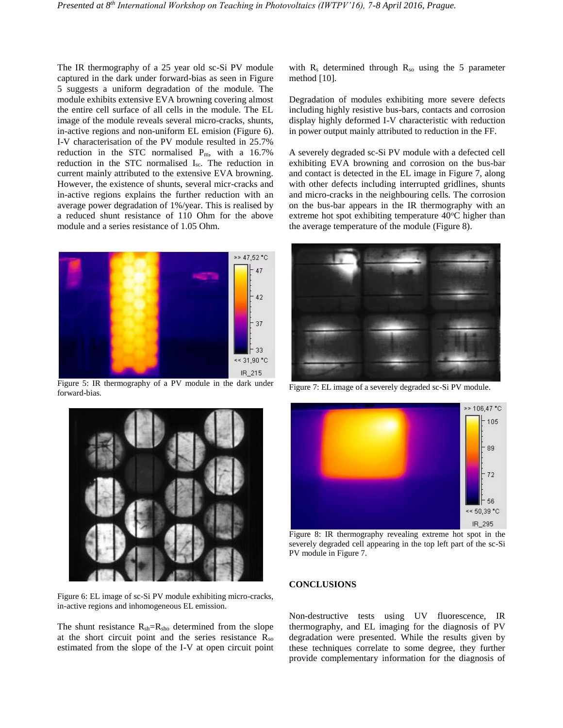The IR thermography of a 25 year old sc-Si PV module captured in the dark under forward-bias as seen in Figure 5 suggests a uniform degradation of the module. The module exhibits extensive EVA browning covering almost the entire cell surface of all cells in the module. The EL image of the module reveals several micro-cracks, shunts, in-active regions and non-uniform EL emision (Figure 6). I-V characterisation of the PV module resulted in 25.7% reduction in the STC normalised $P_m$, with a 16.7% reduction in the STC normalised $I_{sc}$. The reduction in current mainly attributed to the extensive EVA browning. However, the existence of shunts, several micr-cracks and in-active regions explains the further reduction with an average power degradation of 1%/year. This is realised by a reduced shunt resistance of 110 Ohm for the above module and a series resistance of 1.05 Ohm.

Figure 5: IR thermography of a PV module in the dark under forward-bias.

Figure 6: EL image of sc-Si PV module exhibiting micro-cracks, in-active regions and inhomogeneous EL emission.

The shunt resistance $R_{sh}$=$R_{sho}$ determined from the slope at the short circuit point and the series resistance $R_{so}$ estimated from the slope of the I-V at open circuit point with $R_s$ determined through $R_{so}$ using the 5 parameter method [10].

Degradation of modules exhibiting more severe defects including highly resistive bus-bars, contacts and corrosion display highly deformed I-V characteristic with reduction in power output mainly attributed to reduction in the FF.

A severely degraded sc-Si PV module with a defected cell exhibiting EVA browning and corrosion on the bus-bar and contact is detected in the EL image in Figure 7, along with other defects including interrupted gridlines, shunts and micro-cracks in the neighbouring cells. The corrosion on the bus-bar appears in the IR thermography with an extreme hot spot exhibiting temperature 40°C higher than the average temperature of the module (Figure 8).

Figure 7: EL image of a severely degraded sc-Si PV module.

Figure 8: IR thermography revealing extreme hot spot in the severely degraded cell appearing in the top left part of the sc-Si PV module in Figure 7.

## CONCLUSIONS

Non-destructive tests using UV fluorescence, IR thermography, and EL imaging for the diagnosis of PV degradation were presented. While the results given by these techniques correlate to some degree, they further provide complementary information for the diagnosis of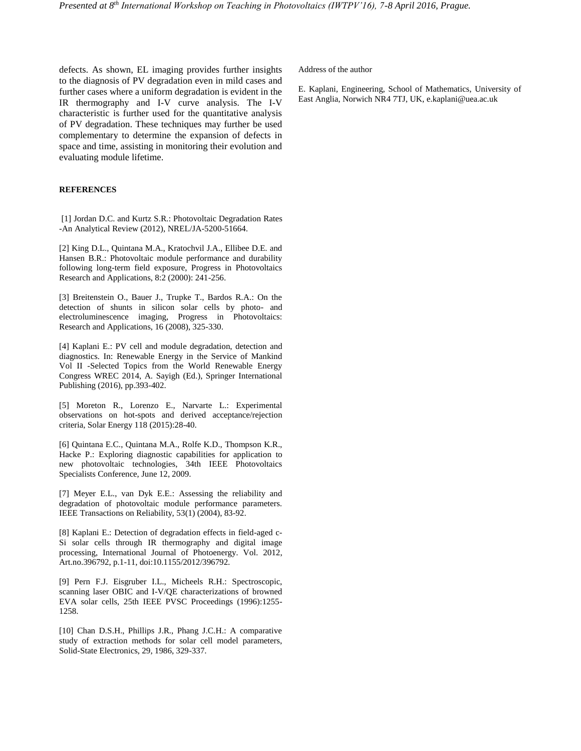defects. As shown, EL imaging provides further insights to the diagnosis of PV degradation even in mild cases and further cases where a uniform degradation is evident in the IR thermography and I-V curve analysis. The I-V characteristic is further used for the quantitative analysis of PV degradation. These techniques may further be used complementary to determine the expansion of defects in space and time, assisting in monitoring their evolution and evaluating module lifetime.

**REFERENCES**

[1] Jordan D.C. and Kurtz S.R.: Photovoltaic Degradation Rates -An Analytical Review (2012), NREL/JA-5200-51664.

[2] King D.L., Quintana M.A., Kratochvil J.A., Ellibee D.E. and Hansen B.R.: Photovoltaic module performance and durability following long-term field exposure, Progress in Photovoltaics Research and Applications, 8:2 (2000): 241-256.

[3] Breitenstein O., Bauer J., Trupke T., Bardos R.A.: On the detection of shunts in silicon solar cells by photo- and electroluminescence imaging, Progress in Photovoltaics: Research and Applications, 16 (2008), 325-330.

[4] Kaplani E.: PV cell and module degradation, detection and diagnostics. In: Renewable Energy in the Service of Mankind Vol II -Selected Topics from the World Renewable Energy Congress WREC 2014, A. Sayigh (Ed.), Springer International Publishing (2016), pp.393-402.

[5] Moreton R., Lorenzo E., Narvarte L.: Experimental observations on hot-spots and derived acceptance/rejection criteria, Solar Energy 118 (2015):28-40.

[6] Quintana E.C., Quintana M.A., Rolfe K.D., Thompson K.R., Hacke P.: Exploring diagnostic capabilities for application to new photovoltaic technologies, 34th IEEE Photovoltaics Specialists Conference, June 12, 2009.

[7] Meyer E.L., van Dyk E.E.: Assessing the reliability and degradation of photovoltaic module performance parameters. IEEE Transactions on Reliability, 53(1) (2004), 83-92.

[8] Kaplani E.: Detection of degradation effects in field-aged c-Si solar cells through IR thermography and digital image processing, International Journal of Photoenergy. Vol. 2012, Art.no.396792, p.1-11, doi:10.1155/2012/396792.

[9] Pern F.J. Eisgruber I.L., Micheels R.H.: Spectroscopic, scanning laser OBIC and I-V/QE characterizations of browned EVA solar cells, 25th IEEE PVSC Proceedings (1996):1255-1258.

[10] Chan D.S.H., Phillips J.R., Phang J.C.H.: A comparative study of extraction methods for solar cell model parameters, Solid-State Electronics, 29, 1986, 329-337.

Address of the author

E. Kaplani, Engineering, School of Mathematics, University of East Anglia, Norwich NR4 7TJ, UK, e.kaplani@uea.ac.uk